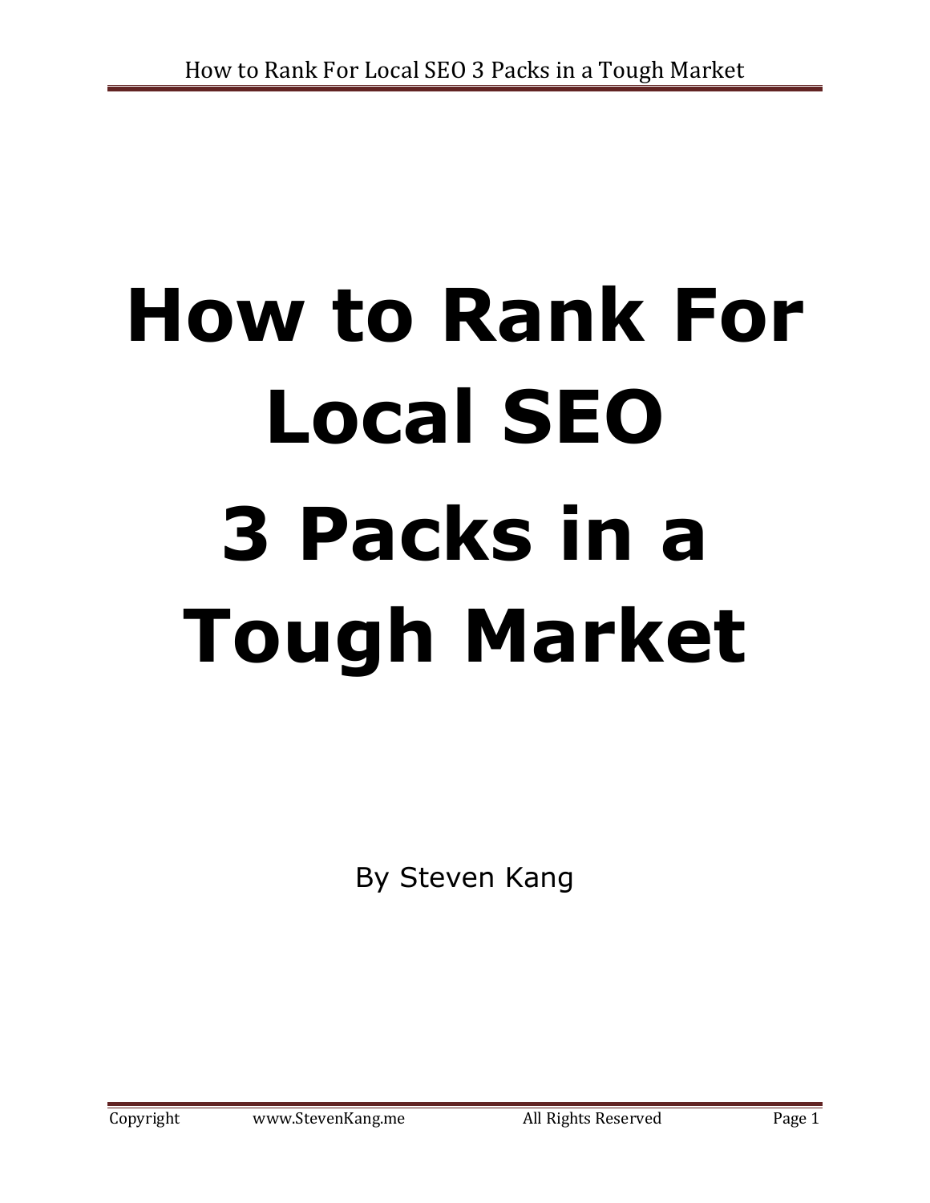# How to Rank For Local SEO 3 Packs in a Tough Market

By Steven Kang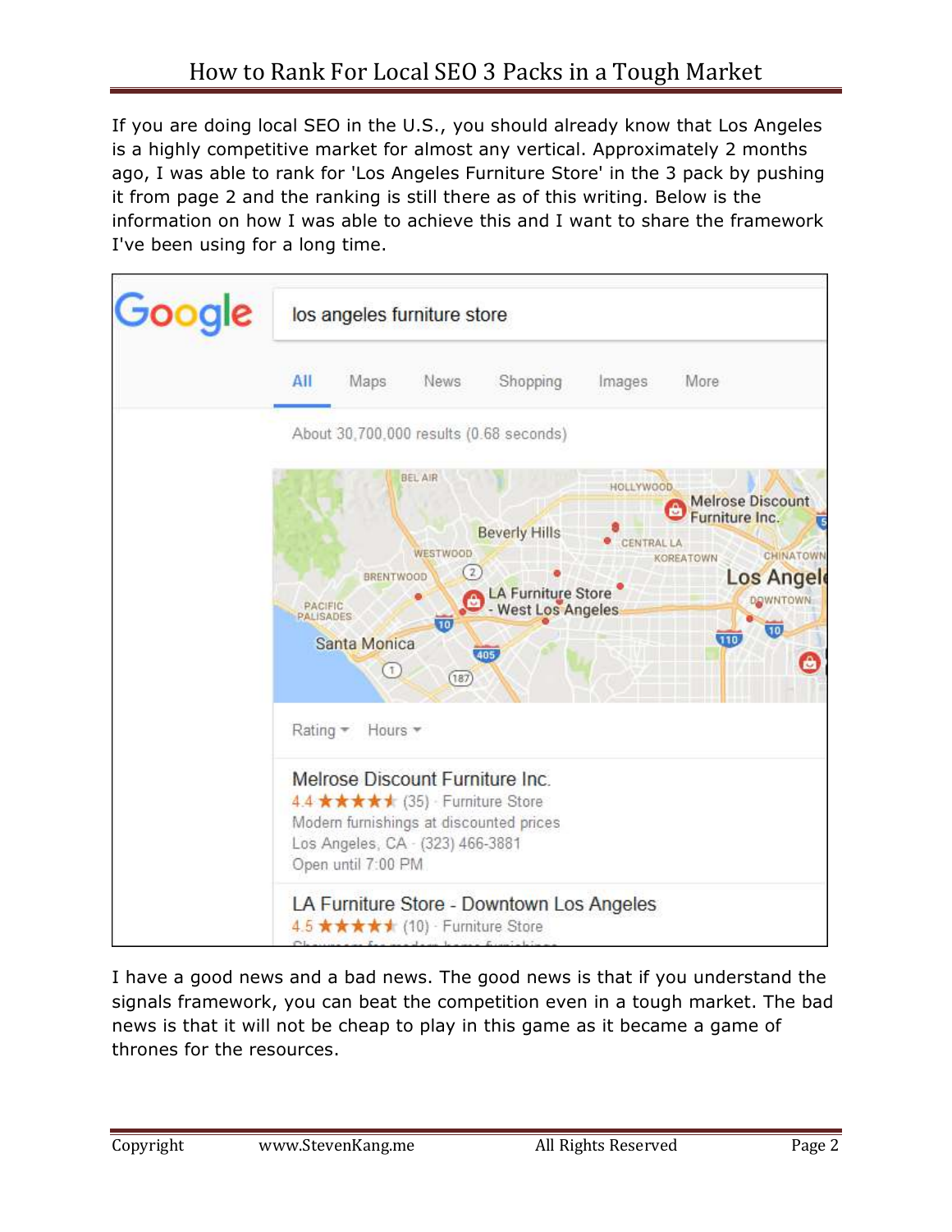If you are doing local SEO in the U.S., you should already know that Los Angeles is a highly competitive market for almost any vertical. Approximately 2 months ago, I was able to rank for 'Los Angeles Furniture Store' in the 3 pack by pushing it from page 2 and the ranking is still there as of this writing. Below is the information on how I was able to achieve this and I want to share the framework I've been using for a long time.

I have a good news and a bad news. The good news is that if you understand the signals framework, you can beat the competition even in a tough market. The bad news is that it will not be cheap to play in this game as it became a game of thrones for the resources.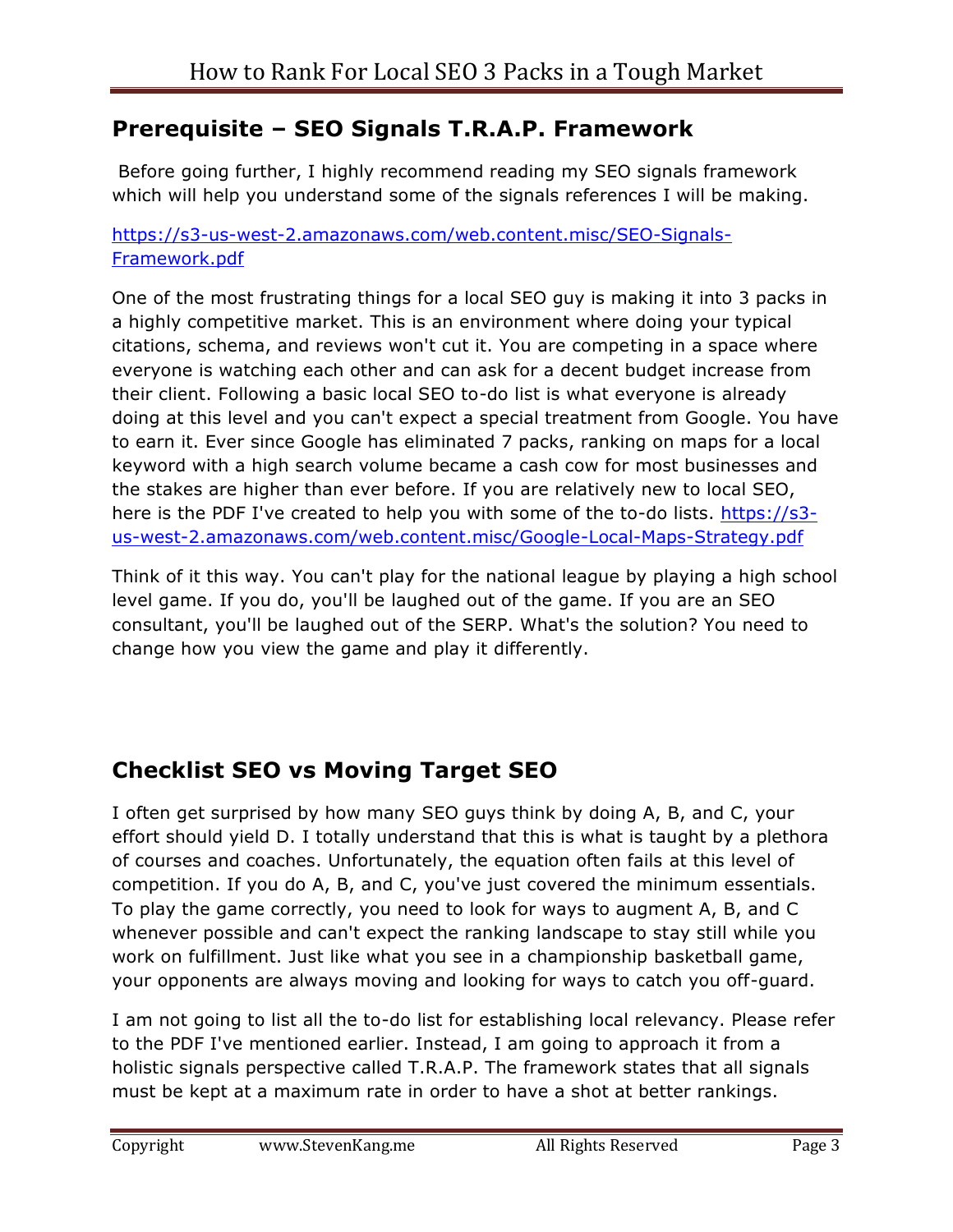## Prerequisite – SEO Signals T.R.A.P. Framework

Before going further, I highly recommend reading my SEO signals framework which will help you understand some of the signals references I will be making.

[https://s3-us-west-2.amazonaws.com/web.content.misc/SEO-Signals-Framework.pdf](https://s3-us-west-2.amazonaws.com/web.content.misc/SEO-Signals-Framework.pdf)

One of the most frustrating things for a local SEO guy is making it into 3 packs in a highly competitive market. This is an environment where doing your typical citations, schema, and reviews won't cut it. You are competing in a space where everyone is watching each other and can ask for a decent budget increase from their client. Following a basic local SEO to-do list is what everyone is already doing at this level and you can't expect a special treatment from Google. You have to earn it. Ever since Google has eliminated 7 packs, ranking on maps for a local keyword with a high search volume became a cash cow for most businesses and the stakes are higher than ever before. If you are relatively new to local SEO, here is the PDF I've created to help you with some of the to-do lists. [https://s3-us-west-2.amazonaws.com/web.content.misc/Google-Local-Maps-Strategy.pdf](https://s3-us-west-2.amazonaws.com/web.content.misc/Google-Local-Maps-Strategy.pdf)

Think of it this way. You can't play for the national league by playing a high school level game. If you do, you'll be laughed out of the game. If you are an SEO consultant, you'll be laughed out of the SERP. What's the solution? You need to change how you view the game and play it differently.

## Checklist SEO vs Moving Target SEO

I often get surprised by how many SEO guys think by doing A, B, and C, your effort should yield D. I totally understand that this is what is taught by a plethora of courses and coaches. Unfortunately, the equation often fails at this level of competition. If you do A, B, and C, you've just covered the minimum essentials. To play the game correctly, you need to look for ways to augment A, B, and C whenever possible and can't expect the ranking landscape to stay still while you work on fulfillment. Just like what you see in a championship basketball game, your opponents are always moving and looking for ways to catch you off-guard.

I am not going to list all the to-do list for establishing local relevancy. Please refer to the PDF I've mentioned earlier. Instead, I am going to approach it from a holistic signals perspective called T.R.A.P. The framework states that all signals must be kept at a maximum rate in order to have a shot at better rankings.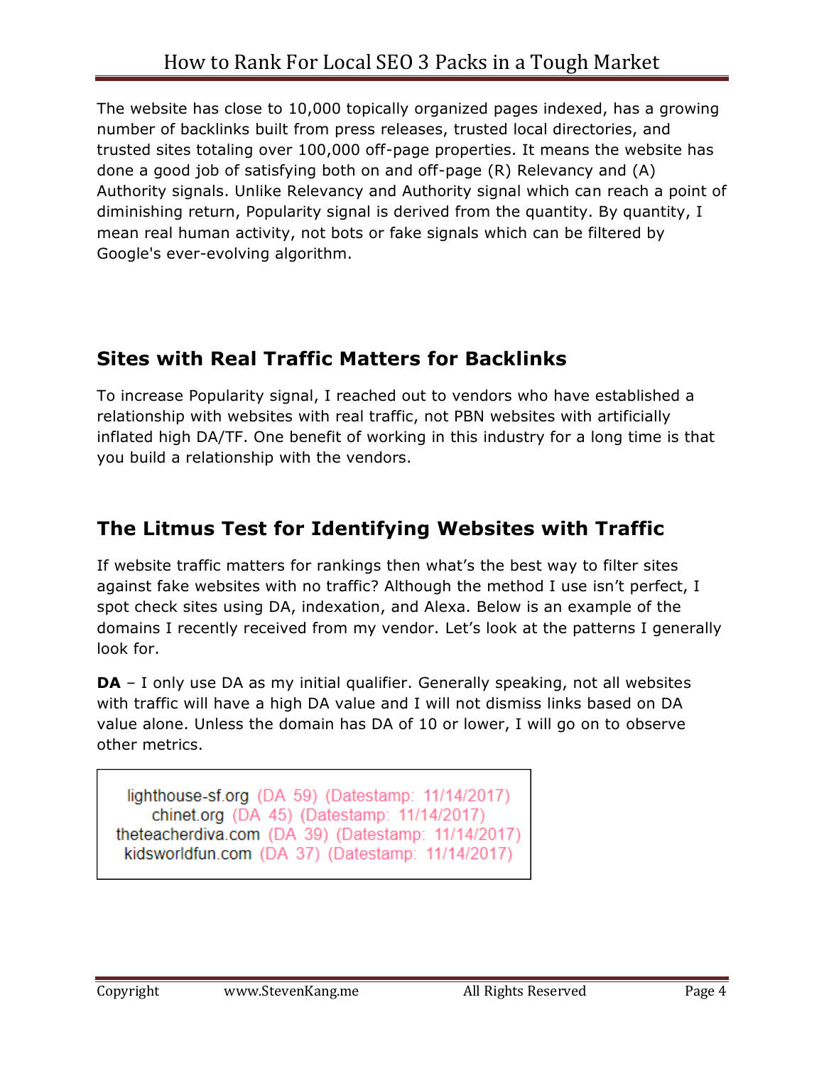The website has close to 10,000 topically organized pages indexed, has a growing number of backlinks built from press releases, trusted local directories, and trusted sites totaling over 100,000 off-page properties. It means the website has done a good job of satisfying both on and off-page (R) Relevancy and (A) Authority signals. Unlike Relevancy and Authority signal which can reach a point of diminishing return, Popularity signal is derived from the quantity. By quantity, I mean real human activity, not bots or fake signals which can be filtered by Google's ever-evolving algorithm.

## Sites with Real Traffic Matters for Backlinks

To increase Popularity signal, I reached out to vendors who have established a relationship with websites with real traffic, not PBN websites with artificially inflated high DA/TF. One benefit of working in this industry for a long time is that you build a relationship with the vendors.

## The Litmus Test for Identifying Websites with Traffic

If website traffic matters for rankings then what's the best way to filter sites against fake websites with no traffic? Although the method I use isn't perfect, I spot check sites using DA, indexation, and Alexa. Below is an example of the domains I recently received from my vendor. Let's look at the patterns I generally look for.

**DA** – I only use DA as my initial qualifier. Generally speaking, not all websites with traffic will have a high DA value and I will not dismiss links based on DA value alone. Unless the domain has DA of 10 or lower, I will go on to observe other metrics.

```
lighthouse-sf.org (DA 59) (Datestamp: 11/14/2017)
chinet.org (DA 45) (Datestamp: 11/14/2017)
theteacherdiva.com (DA 39) (Datestamp: 11/14/2017)
kidsworldfun.com (DA 37) (Datestamp: 11/14/2017)
```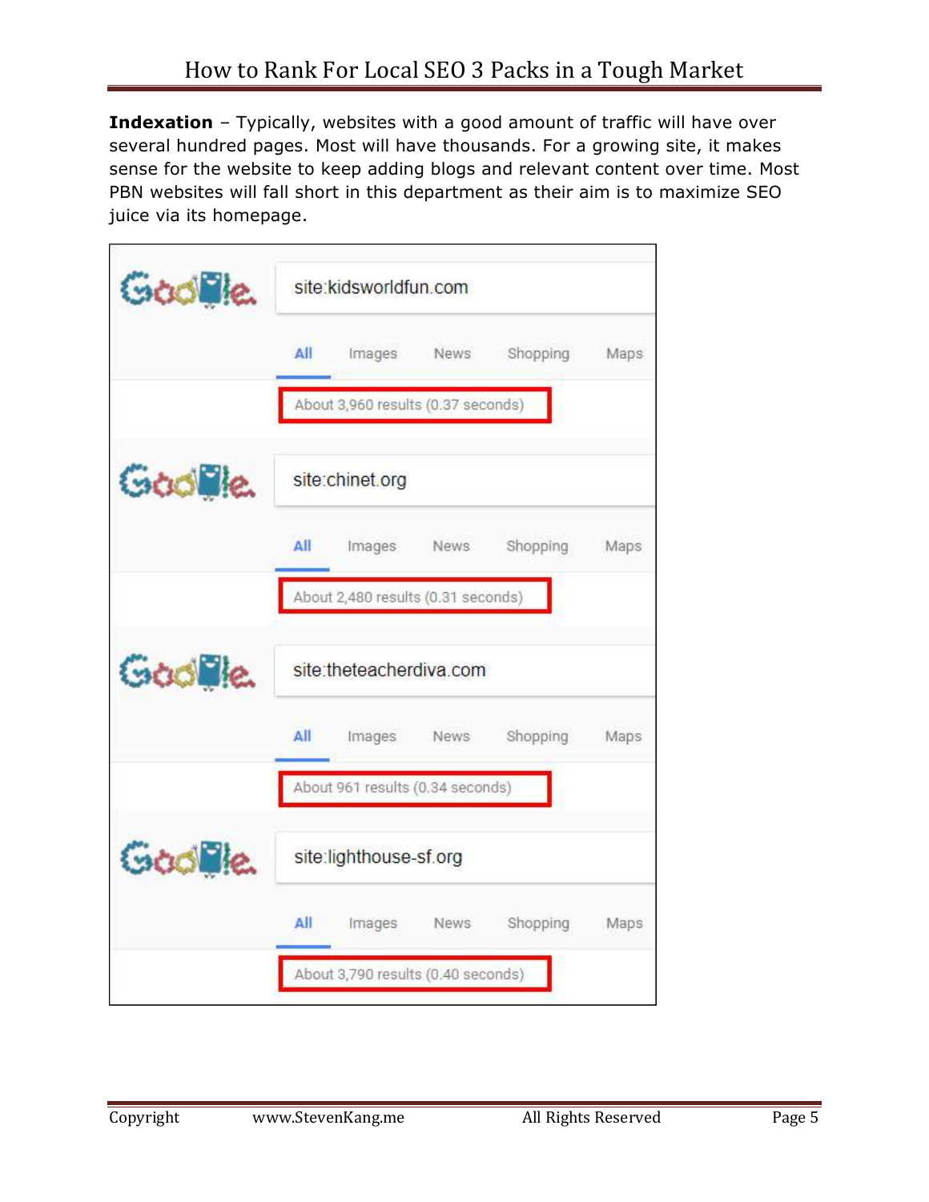**Indexation** – Typically, websites with a good amount of traffic will have over several hundred pages. Most will have thousands. For a growing site, it makes sense for the website to keep adding blogs and relevant content over time. Most PBN websites will fall short in this department as their aim is to maximize SEO juice via its homepage.

site:kidsworldfun.com

All Images News Shopping Maps

About 3,960 results (0.37 seconds)

site:chinet.org

All Images News Shopping Maps

About 2,480 results (0.31 seconds)

site:theteacherdiva.com

All Images News Shopping Maps

About 961 results (0.34 seconds)

site:lighthouse-sf.org

All Images News Shopping Maps

About 3,790 results (0.40 seconds)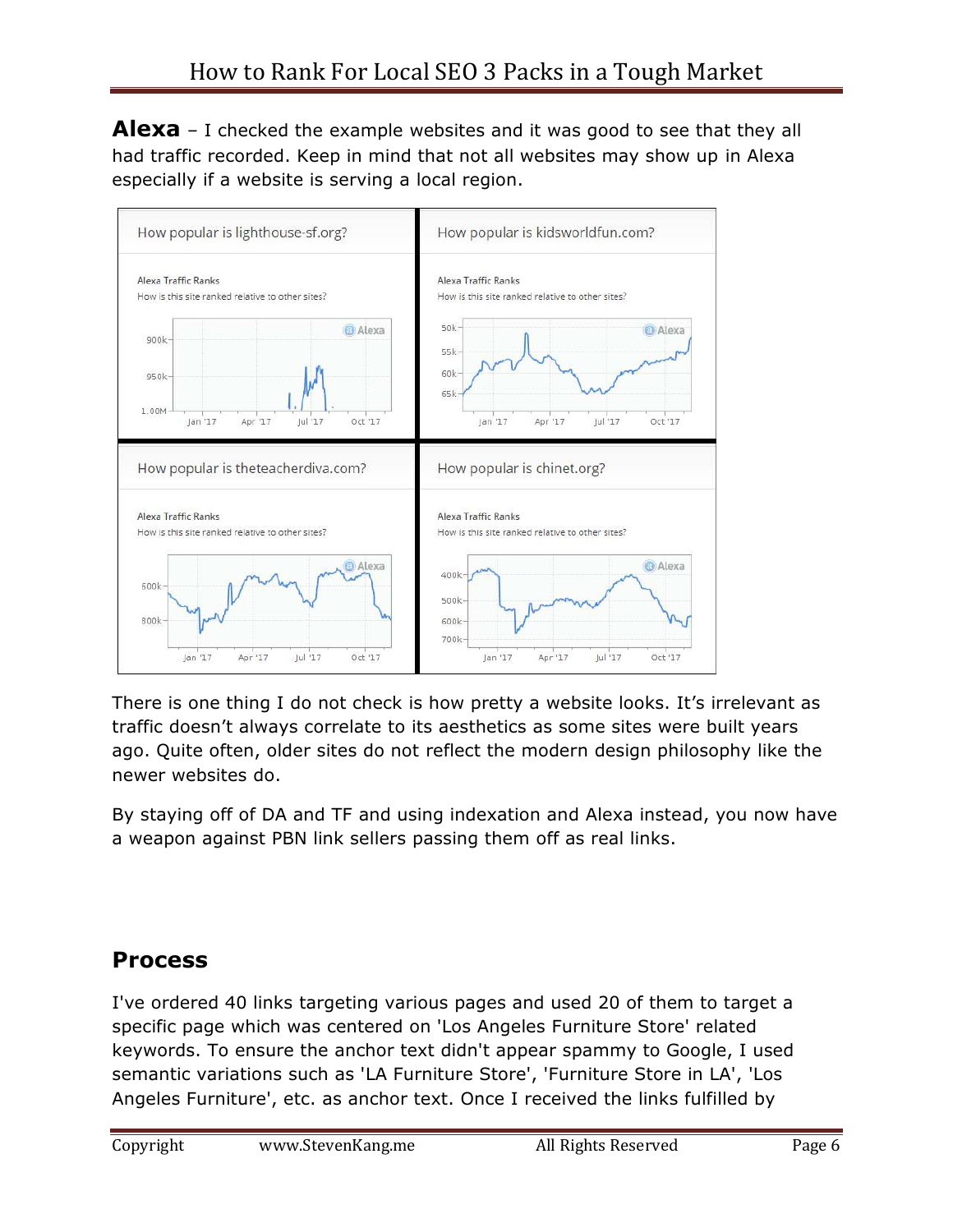**Alexa** – I checked the example websites and it was good to see that they all had traffic recorded. Keep in mind that not all websites may show up in Alexa especially if a website is serving a local region.

There is one thing I do not check is how pretty a website looks. It's irrelevant as traffic doesn't always correlate to its aesthetics as some sites were built years ago. Quite often, older sites do not reflect the modern design philosophy like the newer websites do.

By staying off of DA and TF and using indexation and Alexa instead, you now have a weapon against PBN link sellers passing them off as real links.

## Process

I've ordered 40 links targeting various pages and used 20 of them to target a specific page which was centered on 'Los Angeles Furniture Store' related keywords. To ensure the anchor text didn't appear spammy to Google, I used semantic variations such as 'LA Furniture Store', 'Furniture Store in LA', 'Los Angeles Furniture', etc. as anchor text. Once I received the links fulfilled by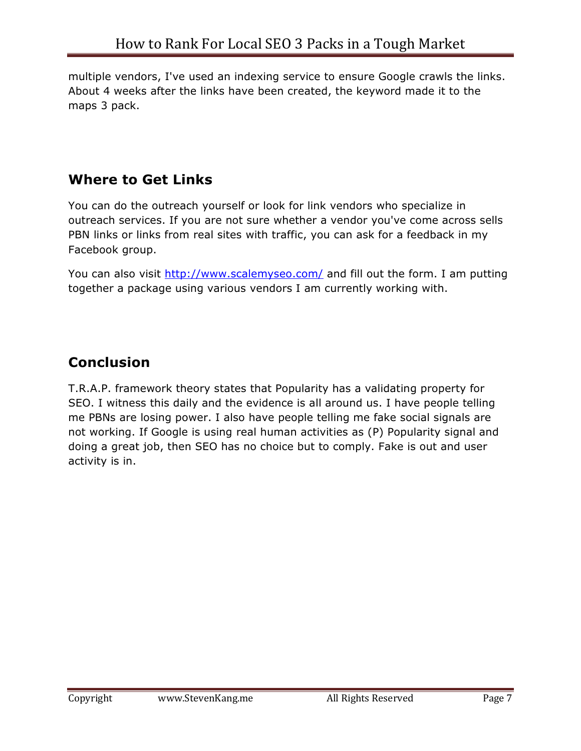multiple vendors, I've used an indexing service to ensure Google crawls the links. About 4 weeks after the links have been created, the keyword made it to the maps 3 pack.

## Where to Get Links

You can do the outreach yourself or look for link vendors who specialize in outreach services. If you are not sure whether a vendor you've come across sells PBN links or links from real sites with traffic, you can ask for a feedback in my Facebook group.

You can also visit [http://www.scalemyseo.com/](http://www.scalemyseo.com/) and fill out the form. I am putting together a package using various vendors I am currently working with.

## Conclusion

T.R.A.P. framework theory states that Popularity has a validating property for SEO. I witness this daily and the evidence is all around us. I have people telling me PBNs are losing power. I also have people telling me fake social signals are not working. If Google is using real human activities as (P) Popularity signal and doing a great job, then SEO has no choice but to comply. Fake is out and user activity is in.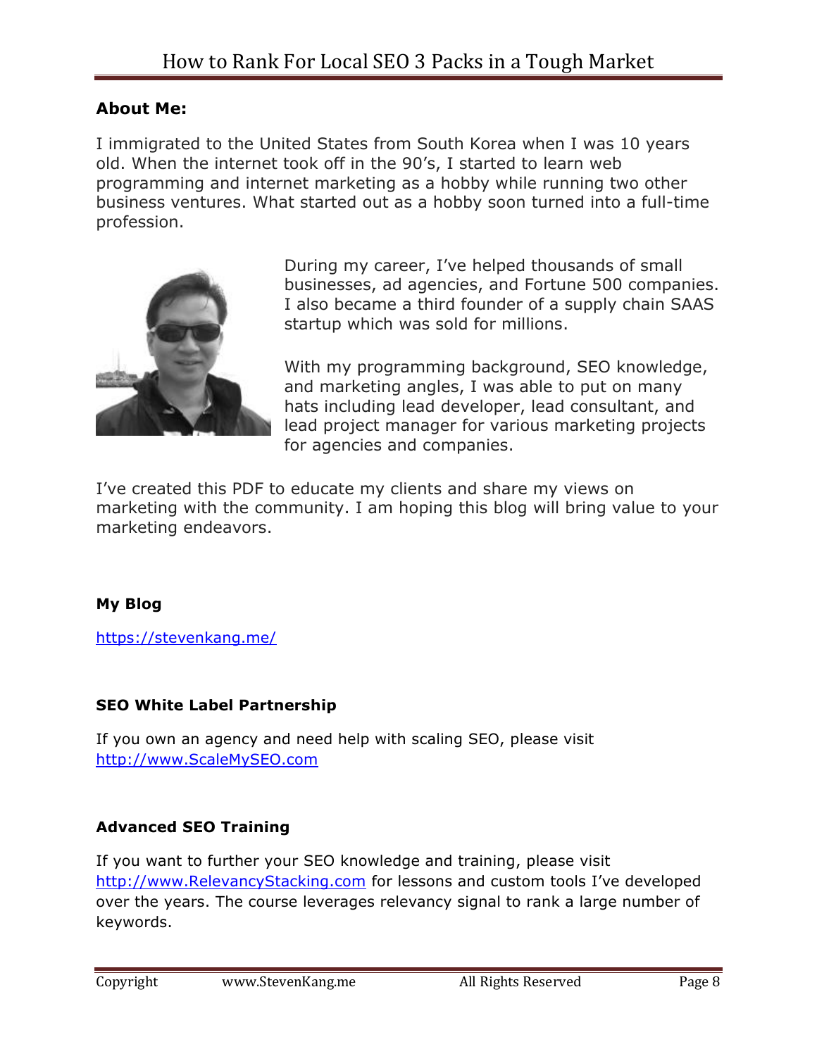## About Me:

I immigrated to the United States from South Korea when I was 10 years old. When the internet took off in the 90's, I started to learn web programming and internet marketing as a hobby while running two other business ventures. What started out as a hobby soon turned into a full-time profession.

During my career, I've helped thousands of small businesses, ad agencies, and Fortune 500 companies. I also became a third founder of a supply chain SAAS startup which was sold for millions.

With my programming background, SEO knowledge, and marketing angles, I was able to put on many hats including lead developer, lead consultant, and lead project manager for various marketing projects for agencies and companies.

I've created this PDF to educate my clients and share my views on marketing with the community. I am hoping this blog will bring value to your marketing endeavors.

### My Blog

https://stevenkang.me/

### SEO White Label Partnership

If you own an agency and need help with scaling SEO, please visit http://www.ScaleMySEO.com

### Advanced SEO Training

If you want to further your SEO knowledge and training, please visit http://www.RelevancyStacking.com for lessons and custom tools I've developed over the years. The course leverages relevancy signal to rank a large number of keywords.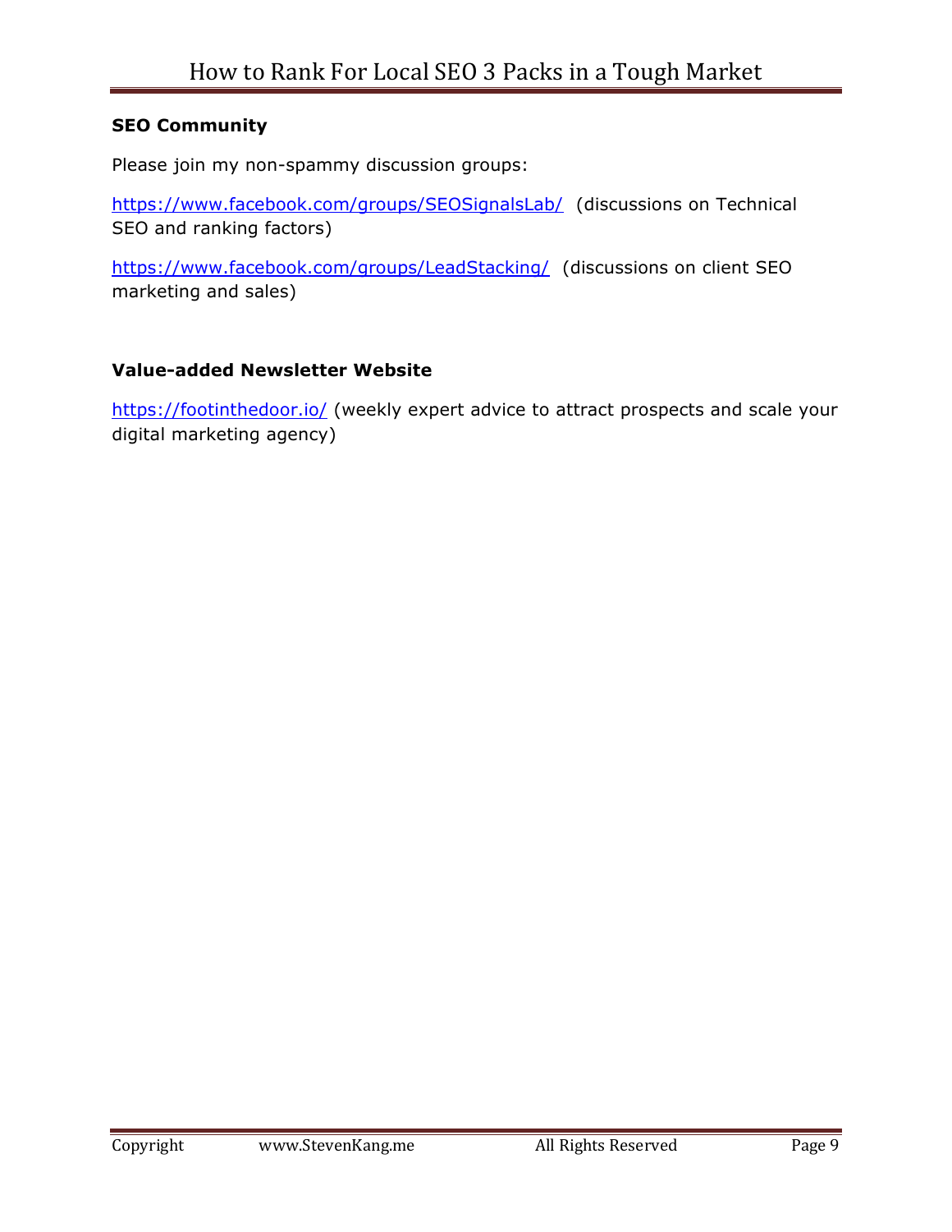**SEO Community**

Please join my non-spammy discussion groups:

https://www.facebook.com/groups/SEOSignalsLab/ (discussions on Technical SEO and ranking factors)

https://www.facebook.com/groups/LeadStacking/ (discussions on client SEO marketing and sales)

**Value-added Newsletter Website**

https://footinthedoor.io/ (weekly expert advice to attract prospects and scale your digital marketing agency)